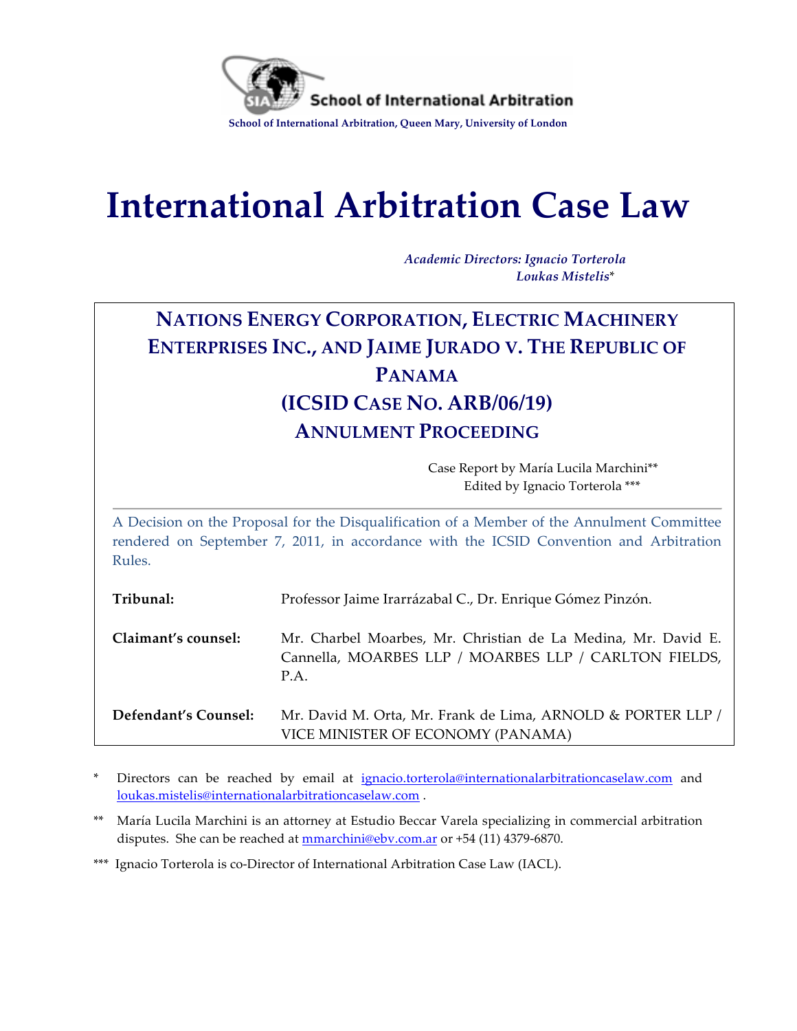School of International Arbitration

School of International Arbitration, Queen Mary, University of London

# International Arbitration Case Law

*Academic Directors: Ignacio Torterola*
*Loukas Mistelis**

## NATIONS ENERGY CORPORATION, ELECTRIC MACHINERY ENTERPRISES INC., AND JAIME JURADO V. THE REPUBLIC OF PANAMA (ICSID CASE NO. ARB/06/19) ANNULMENT PROCEEDING

Case Report by María Lucila Marchini**
Edited by Ignacio Torterola ***

A Decision on the Proposal for the Disqualification of a Member of the Annulment Committee rendered on September 7, 2011, in accordance with the ICSID Convention and Arbitration Rules.

| | |
|---|---|
| **Tribunal:** | Professor Jaime Irarrázabal C., Dr. Enrique Gómez Pinzón. |
| **Claimant's counsel:** | Mr. Charbel Moarbes, Mr. Christian de La Medina, Mr. David E. Cannella, MOARBES LLP / MOARBES LLP / CARLTON FIELDS, P.A. |
| **Defendant's Counsel:** | Mr. David M. Orta, Mr. Frank de Lima, ARNOLD & PORTER LLP / VICE MINISTER OF ECONOMY (PANAMA) |

\* Directors can be reached by email at ignacio.torterola@internationalarbitrationcaselaw.com and loukas.mistelis@internationalarbitrationcaselaw.com .

\** María Lucila Marchini is an attorney at Estudio Beccar Varela specializing in commercial arbitration disputes. She can be reached at mmarchini@ebv.com.ar or +54 (11) 4379-6870.

\*** Ignacio Torterola is co-Director of International Arbitration Case Law (IACL).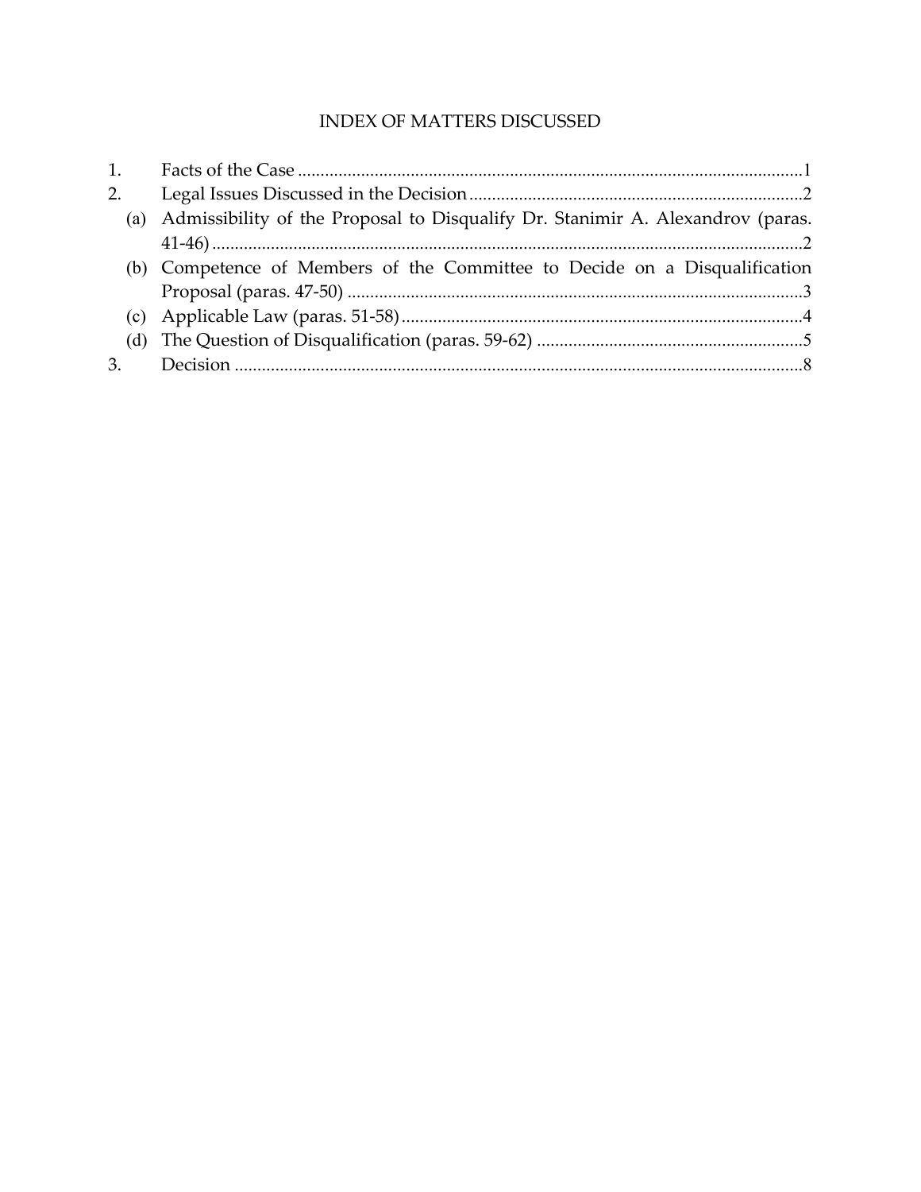# INDEX OF MATTERS DISCUSSED

1. Facts of the Case ....................................................................................................................1
2. Legal Issues Discussed in the Decision...........................................................................2
   - (a) Admissibility of the Proposal to Disqualify Dr. Stanimir A. Alexandrov (paras. 41-46) ..................................................................................................................2
   - (b) Competence of Members of the Committee to Decide on a Disqualification Proposal (paras. 47-50) .....................................................................................................3
   - (c) Applicable Law (paras. 51-58)........................................................................................4
   - (d) The Question of Disqualification (paras. 59-62) ............................................................5
3. Decision ..............................................................................................................................8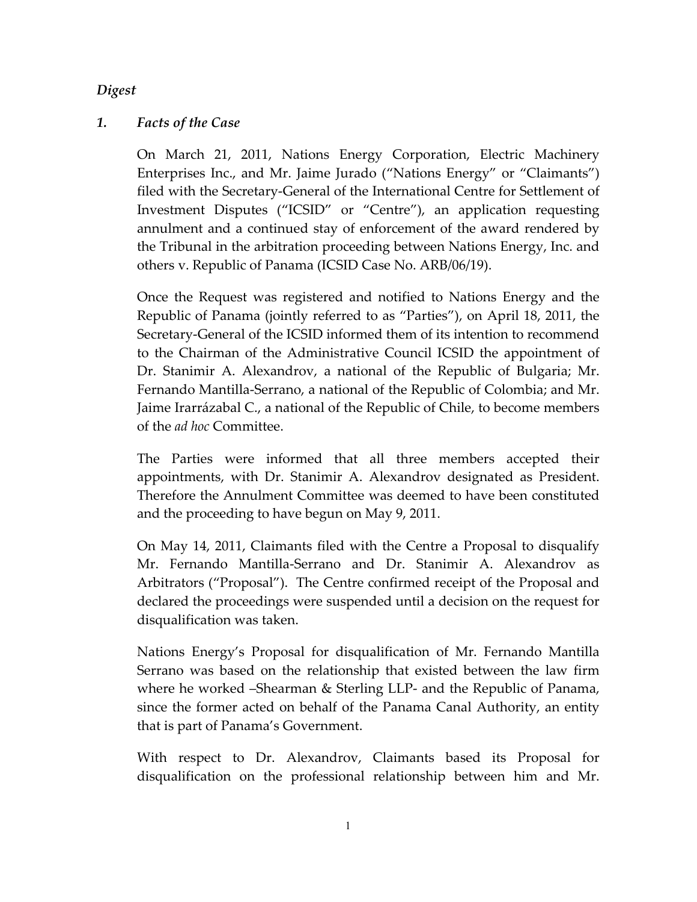*Digest*

## *1. Facts of the Case*

On March 21, 2011, Nations Energy Corporation, Electric Machinery Enterprises Inc., and Mr. Jaime Jurado ("Nations Energy" or "Claimants") filed with the Secretary-General of the International Centre for Settlement of Investment Disputes ("ICSID" or "Centre"), an application requesting annulment and a continued stay of enforcement of the award rendered by the Tribunal in the arbitration proceeding between Nations Energy, Inc. and others v. Republic of Panama (ICSID Case No. ARB/06/19).

Once the Request was registered and notified to Nations Energy and the Republic of Panama (jointly referred to as "Parties"), on April 18, 2011, the Secretary-General of the ICSID informed them of its intention to recommend to the Chairman of the Administrative Council ICSID the appointment of Dr. Stanimir A. Alexandrov, a national of the Republic of Bulgaria; Mr. Fernando Mantilla-Serrano, a national of the Republic of Colombia; and Mr. Jaime Irarrázabal C., a national of the Republic of Chile, to become members of the *ad hoc* Committee.

The Parties were informed that all three members accepted their appointments, with Dr. Stanimir A. Alexandrov designated as President. Therefore the Annulment Committee was deemed to have been constituted and the proceeding to have begun on May 9, 2011.

On May 14, 2011, Claimants filed with the Centre a Proposal to disqualify Mr. Fernando Mantilla-Serrano and Dr. Stanimir A. Alexandrov as Arbitrators ("Proposal"). The Centre confirmed receipt of the Proposal and declared the proceedings were suspended until a decision on the request for disqualification was taken.

Nations Energy's Proposal for disqualification of Mr. Fernando Mantilla Serrano was based on the relationship that existed between the law firm where he worked –Shearman & Sterling LLP- and the Republic of Panama, since the former acted on behalf of the Panama Canal Authority, an entity that is part of Panama's Government.

With respect to Dr. Alexandrov, Claimants based its Proposal for disqualification on the professional relationship between him and Mr.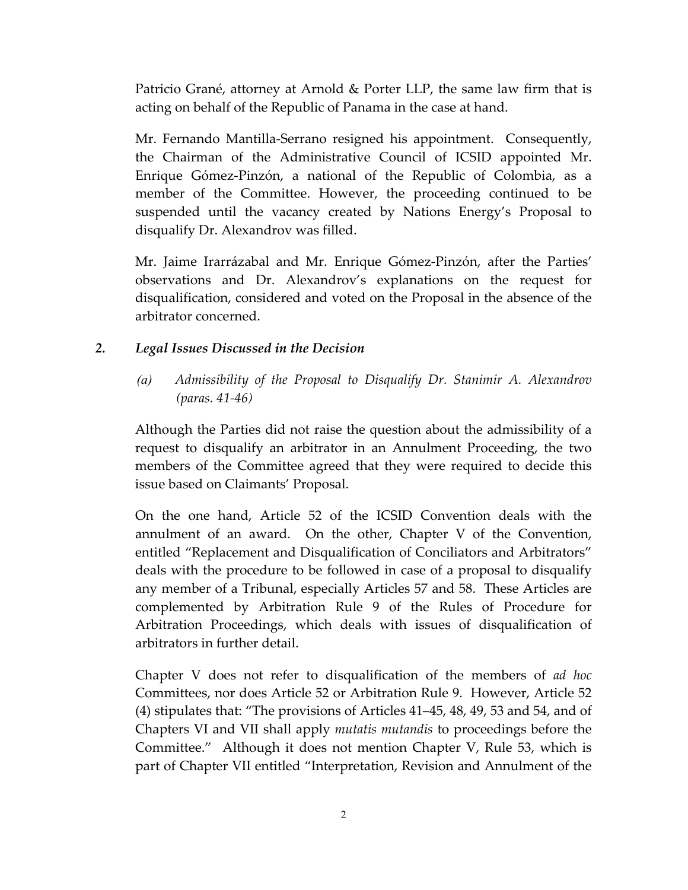Patricio Grané, attorney at Arnold & Porter LLP, the same law firm that is acting on behalf of the Republic of Panama in the case at hand.

Mr. Fernando Mantilla-Serrano resigned his appointment. Consequently, the Chairman of the Administrative Council of ICSID appointed Mr. Enrique Gómez-Pinzón, a national of the Republic of Colombia, as a member of the Committee. However, the proceeding continued to be suspended until the vacancy created by Nations Energy's Proposal to disqualify Dr. Alexandrov was filled.

Mr. Jaime Irarrázabal and Mr. Enrique Gómez-Pinzón, after the Parties' observations and Dr. Alexandrov's explanations on the request for disqualification, considered and voted on the Proposal in the absence of the arbitrator concerned.

## 2. *Legal Issues Discussed in the Decision*

### *(a) Admissibility of the Proposal to Disqualify Dr. Stanimir A. Alexandrov (paras. 41-46)*

Although the Parties did not raise the question about the admissibility of a request to disqualify an arbitrator in an Annulment Proceeding, the two members of the Committee agreed that they were required to decide this issue based on Claimants' Proposal.

On the one hand, Article 52 of the ICSID Convention deals with the annulment of an award. On the other, Chapter V of the Convention, entitled "Replacement and Disqualification of Conciliators and Arbitrators" deals with the procedure to be followed in case of a proposal to disqualify any member of a Tribunal, especially Articles 57 and 58. These Articles are complemented by Arbitration Rule 9 of the Rules of Procedure for Arbitration Proceedings, which deals with issues of disqualification of arbitrators in further detail.

Chapter V does not refer to disqualification of the members of *ad hoc* Committees, nor does Article 52 or Arbitration Rule 9. However, Article 52 (4) stipulates that: "The provisions of Articles 41–45, 48, 49, 53 and 54, and of Chapters VI and VII shall apply *mutatis mutandis* to proceedings before the Committee." Although it does not mention Chapter V, Rule 53, which is part of Chapter VII entitled "Interpretation, Revision and Annulment of the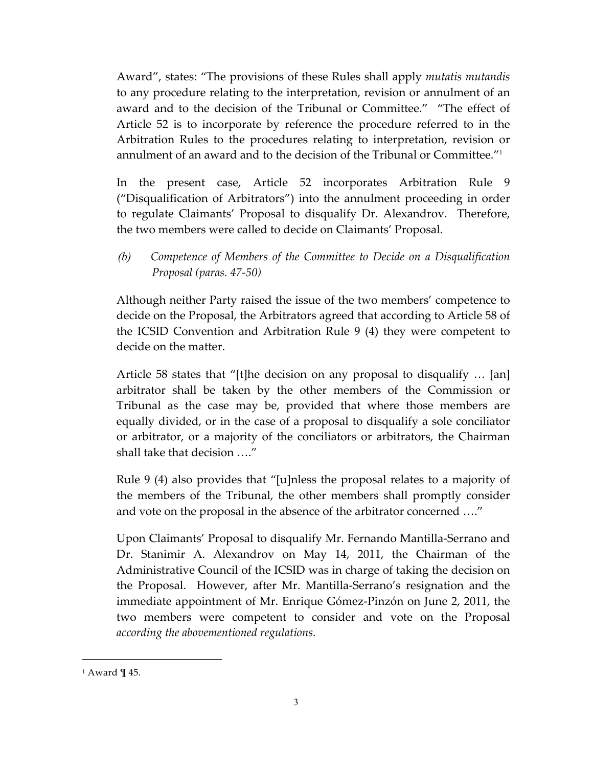Award", states: "The provisions of these Rules shall apply *mutatis mutandis* to any procedure relating to the interpretation, revision or annulment of an award and to the decision of the Tribunal or Committee." "The effect of Article 52 is to incorporate by reference the procedure referred to in the Arbitration Rules to the procedures relating to interpretation, revision or annulment of an award and to the decision of the Tribunal or Committee."[1]

In the present case, Article 52 incorporates Arbitration Rule 9 ("Disqualification of Arbitrators") into the annulment proceeding in order to regulate Claimants' Proposal to disqualify Dr. Alexandrov. Therefore, the two members were called to decide on Claimants' Proposal.

*(b) Competence of Members of the Committee to Decide on a Disqualification Proposal (paras. 47-50)*

Although neither Party raised the issue of the two members' competence to decide on the Proposal, the Arbitrators agreed that according to Article 58 of the ICSID Convention and Arbitration Rule 9 (4) they were competent to decide on the matter.

Article 58 states that "[t]he decision on any proposal to disqualify … [an] arbitrator shall be taken by the other members of the Commission or Tribunal as the case may be, provided that where those members are equally divided, or in the case of a proposal to disqualify a sole conciliator or arbitrator, or a majority of the conciliators or arbitrators, the Chairman shall take that decision …."

Rule 9 (4) also provides that "[u]nless the proposal relates to a majority of the members of the Tribunal, the other members shall promptly consider and vote on the proposal in the absence of the arbitrator concerned …."

Upon Claimants' Proposal to disqualify Mr. Fernando Mantilla-Serrano and Dr. Stanimir A. Alexandrov on May 14, 2011, the Chairman of the Administrative Council of the ICSID was in charge of taking the decision on the Proposal. However, after Mr. Mantilla-Serrano's resignation and the immediate appointment of Mr. Enrique Gómez-Pinzón on June 2, 2011, the two members were competent to consider and vote on the Proposal *according the abovementioned regulations.*

---

[1] Award ¶ 45.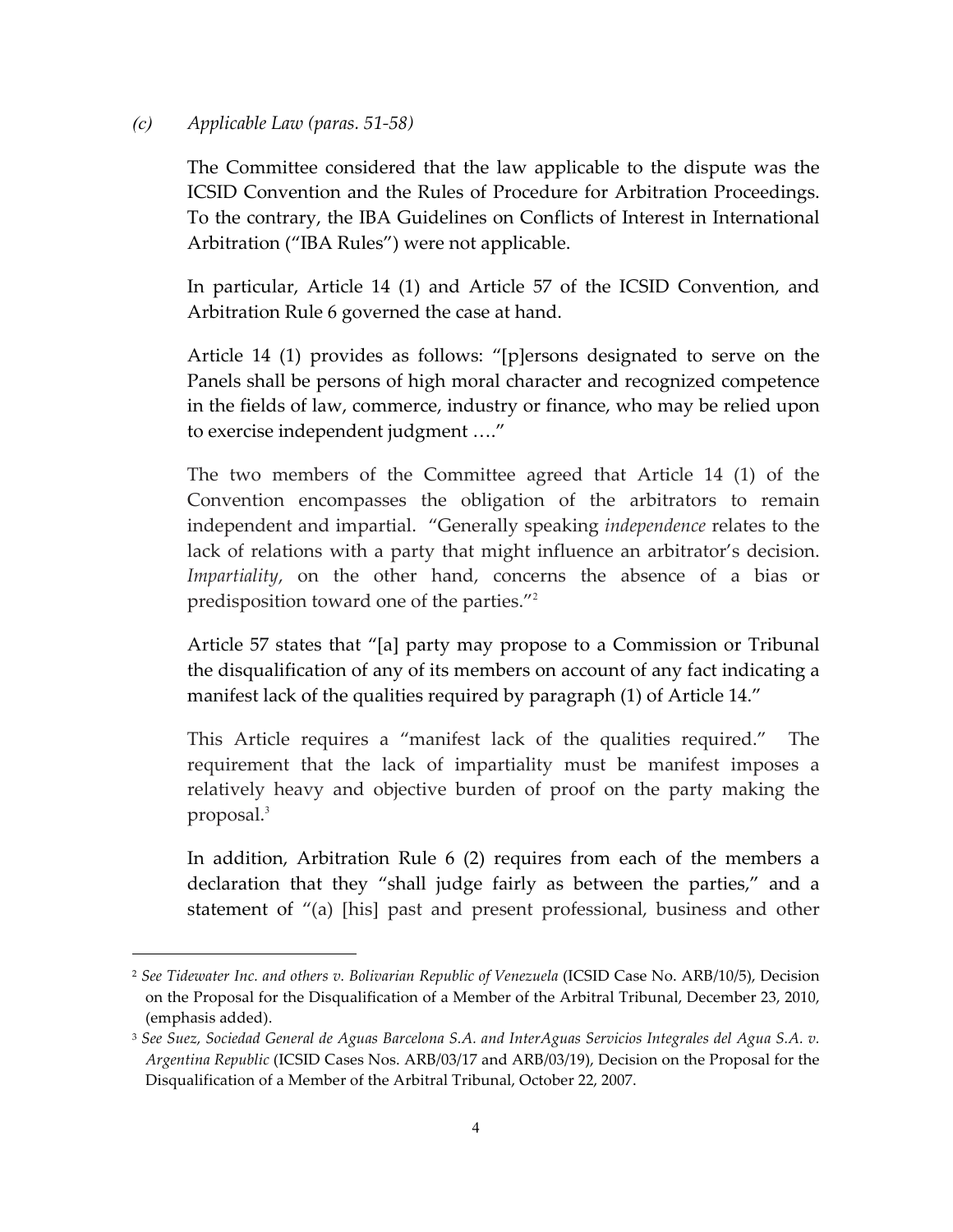### *(c) Applicable Law (paras. 51-58)*

The Committee considered that the law applicable to the dispute was the ICSID Convention and the Rules of Procedure for Arbitration Proceedings. To the contrary, the IBA Guidelines on Conflicts of Interest in International Arbitration ("IBA Rules") were not applicable.

In particular, Article 14 (1) and Article 57 of the ICSID Convention, and Arbitration Rule 6 governed the case at hand.

Article 14 (1) provides as follows: "[p]ersons designated to serve on the Panels shall be persons of high moral character and recognized competence in the fields of law, commerce, industry or finance, who may be relied upon to exercise independent judgment …."

The two members of the Committee agreed that Article 14 (1) of the Convention encompasses the obligation of the arbitrators to remain independent and impartial. "Generally speaking *independence* relates to the lack of relations with a party that might influence an arbitrator's decision. *Impartiality*, on the other hand, concerns the absence of a bias or predisposition toward one of the parties."[2]

Article 57 states that "[a] party may propose to a Commission or Tribunal the disqualification of any of its members on account of any fact indicating a manifest lack of the qualities required by paragraph (1) of Article 14."

This Article requires a "manifest lack of the qualities required." The requirement that the lack of impartiality must be manifest imposes a relatively heavy and objective burden of proof on the party making the proposal.[3]

In addition, Arbitration Rule 6 (2) requires from each of the members a declaration that they "shall judge fairly as between the parties," and a statement of "(a) [his] past and present professional, business and other

---

[2] *See Tidewater Inc. and others v. Bolivarian Republic of Venezuela* (ICSID Case No. ARB/10/5), Decision on the Proposal for the Disqualification of a Member of the Arbitral Tribunal, December 23, 2010, (emphasis added).

[3] *See Suez, Sociedad General de Aguas Barcelona S.A. and InterAguas Servicios Integrales del Agua S.A. v. Argentina Republic* (ICSID Cases Nos. ARB/03/17 and ARB/03/19), Decision on the Proposal for the Disqualification of a Member of the Arbitral Tribunal, October 22, 2007.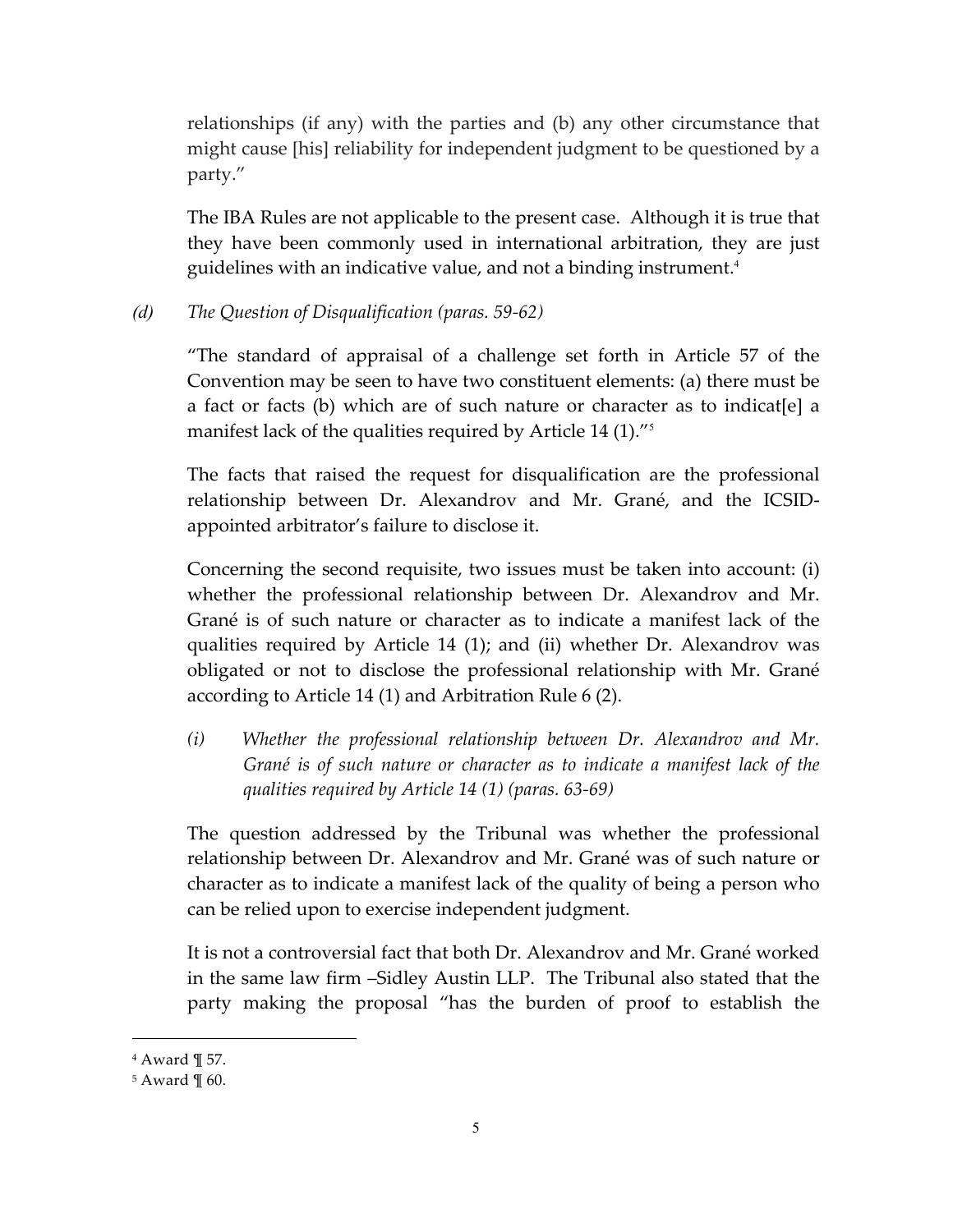relationships (if any) with the parties and (b) any other circumstance that might cause [his] reliability for independent judgment to be questioned by a party."

The IBA Rules are not applicable to the present case. Although it is true that they have been commonly used in international arbitration, they are just guidelines with an indicative value, and not a binding instrument.[4]

*(d) The Question of Disqualification (paras. 59-62)*

"The standard of appraisal of a challenge set forth in Article 57 of the Convention may be seen to have two constituent elements: (a) there must be a fact or facts (b) which are of such nature or character as to indicat[e] a manifest lack of the qualities required by Article 14 (1)."[5]

The facts that raised the request for disqualification are the professional relationship between Dr. Alexandrov and Mr. Grané, and the ICSID-appointed arbitrator's failure to disclose it.

Concerning the second requisite, two issues must be taken into account: (i) whether the professional relationship between Dr. Alexandrov and Mr. Grané is of such nature or character as to indicate a manifest lack of the qualities required by Article 14 (1); and (ii) whether Dr. Alexandrov was obligated or not to disclose the professional relationship with Mr. Grané according to Article 14 (1) and Arbitration Rule 6 (2).

*(i) Whether the professional relationship between Dr. Alexandrov and Mr. Grané is of such nature or character as to indicate a manifest lack of the qualities required by Article 14 (1) (paras. 63-69)*

The question addressed by the Tribunal was whether the professional relationship between Dr. Alexandrov and Mr. Grané was of such nature or character as to indicate a manifest lack of the quality of being a person who can be relied upon to exercise independent judgment.

It is not a controversial fact that both Dr. Alexandrov and Mr. Grané worked in the same law firm –Sidley Austin LLP. The Tribunal also stated that the party making the proposal "has the burden of proof to establish the

---

[4] Award ¶ 57.

[5] Award ¶ 60.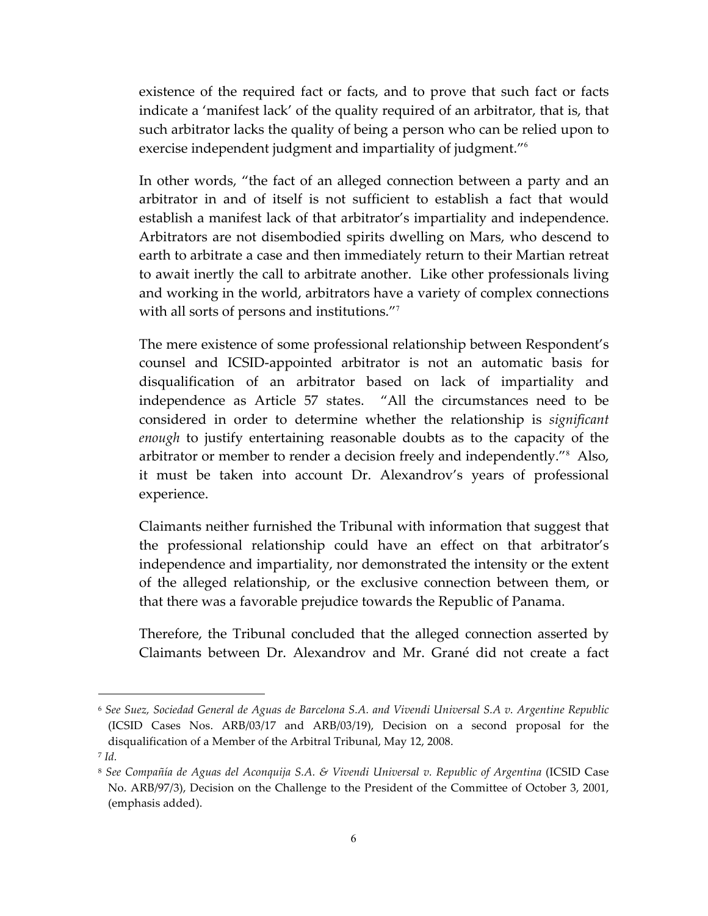existence of the required fact or facts, and to prove that such fact or facts indicate a 'manifest lack' of the quality required of an arbitrator, that is, that such arbitrator lacks the quality of being a person who can be relied upon to exercise independent judgment and impartiality of judgment."[6]

In other words, "the fact of an alleged connection between a party and an arbitrator in and of itself is not sufficient to establish a fact that would establish a manifest lack of that arbitrator's impartiality and independence. Arbitrators are not disembodied spirits dwelling on Mars, who descend to earth to arbitrate a case and then immediately return to their Martian retreat to await inertly the call to arbitrate another. Like other professionals living and working in the world, arbitrators have a variety of complex connections with all sorts of persons and institutions."[7]

The mere existence of some professional relationship between Respondent's counsel and ICSID-appointed arbitrator is not an automatic basis for disqualification of an arbitrator based on lack of impartiality and independence as Article 57 states. "All the circumstances need to be considered in order to determine whether the relationship is *significant enough* to justify entertaining reasonable doubts as to the capacity of the arbitrator or member to render a decision freely and independently."[8] Also, it must be taken into account Dr. Alexandrov's years of professional experience.

Claimants neither furnished the Tribunal with information that suggest that the professional relationship could have an effect on that arbitrator's independence and impartiality, nor demonstrated the intensity or the extent of the alleged relationship, or the exclusive connection between them, or that there was a favorable prejudice towards the Republic of Panama.

Therefore, the Tribunal concluded that the alleged connection asserted by Claimants between Dr. Alexandrov and Mr. Grané did not create a fact

---

[6] *See Suez, Sociedad General de Aguas de Barcelona S.A. and Vivendi Universal S.A v. Argentine Republic* (ICSID Cases Nos. ARB/03/17 and ARB/03/19), Decision on a second proposal for the disqualification of a Member of the Arbitral Tribunal, May 12, 2008.

[7] *Id.*

[8] *See Compañía de Aguas del Aconquija S.A. & Vivendi Universal v. Republic of Argentina* (ICSID Case No. ARB/97/3), Decision on the Challenge to the President of the Committee of October 3, 2001, (emphasis added).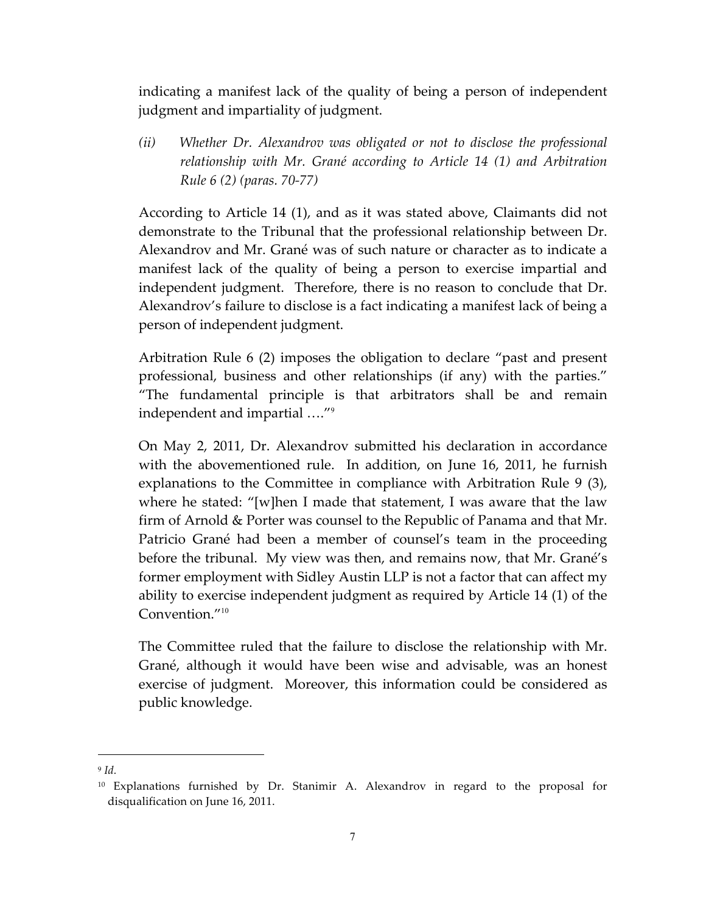indicating a manifest lack of the quality of being a person of independent judgment and impartiality of judgment.

*(ii) Whether Dr. Alexandrov was obligated or not to disclose the professional relationship with Mr. Grané according to Article 14 (1) and Arbitration Rule 6 (2) (paras. 70-77)*

According to Article 14 (1), and as it was stated above, Claimants did not demonstrate to the Tribunal that the professional relationship between Dr. Alexandrov and Mr. Grané was of such nature or character as to indicate a manifest lack of the quality of being a person to exercise impartial and independent judgment. Therefore, there is no reason to conclude that Dr. Alexandrov's failure to disclose is a fact indicating a manifest lack of being a person of independent judgment.

Arbitration Rule 6 (2) imposes the obligation to declare "past and present professional, business and other relationships (if any) with the parties." "The fundamental principle is that arbitrators shall be and remain independent and impartial …."[9]

On May 2, 2011, Dr. Alexandrov submitted his declaration in accordance with the abovementioned rule. In addition, on June 16, 2011, he furnish explanations to the Committee in compliance with Arbitration Rule 9 (3), where he stated: "[w]hen I made that statement, I was aware that the law firm of Arnold & Porter was counsel to the Republic of Panama and that Mr. Patricio Grané had been a member of counsel's team in the proceeding before the tribunal. My view was then, and remains now, that Mr. Grané's former employment with Sidley Austin LLP is not a factor that can affect my ability to exercise independent judgment as required by Article 14 (1) of the Convention."[10]

The Committee ruled that the failure to disclose the relationship with Mr. Grané, although it would have been wise and advisable, was an honest exercise of judgment. Moreover, this information could be considered as public knowledge.

---

[9] *Id.*

[10] Explanations furnished by Dr. Stanimir A. Alexandrov in regard to the proposal for disqualification on June 16, 2011.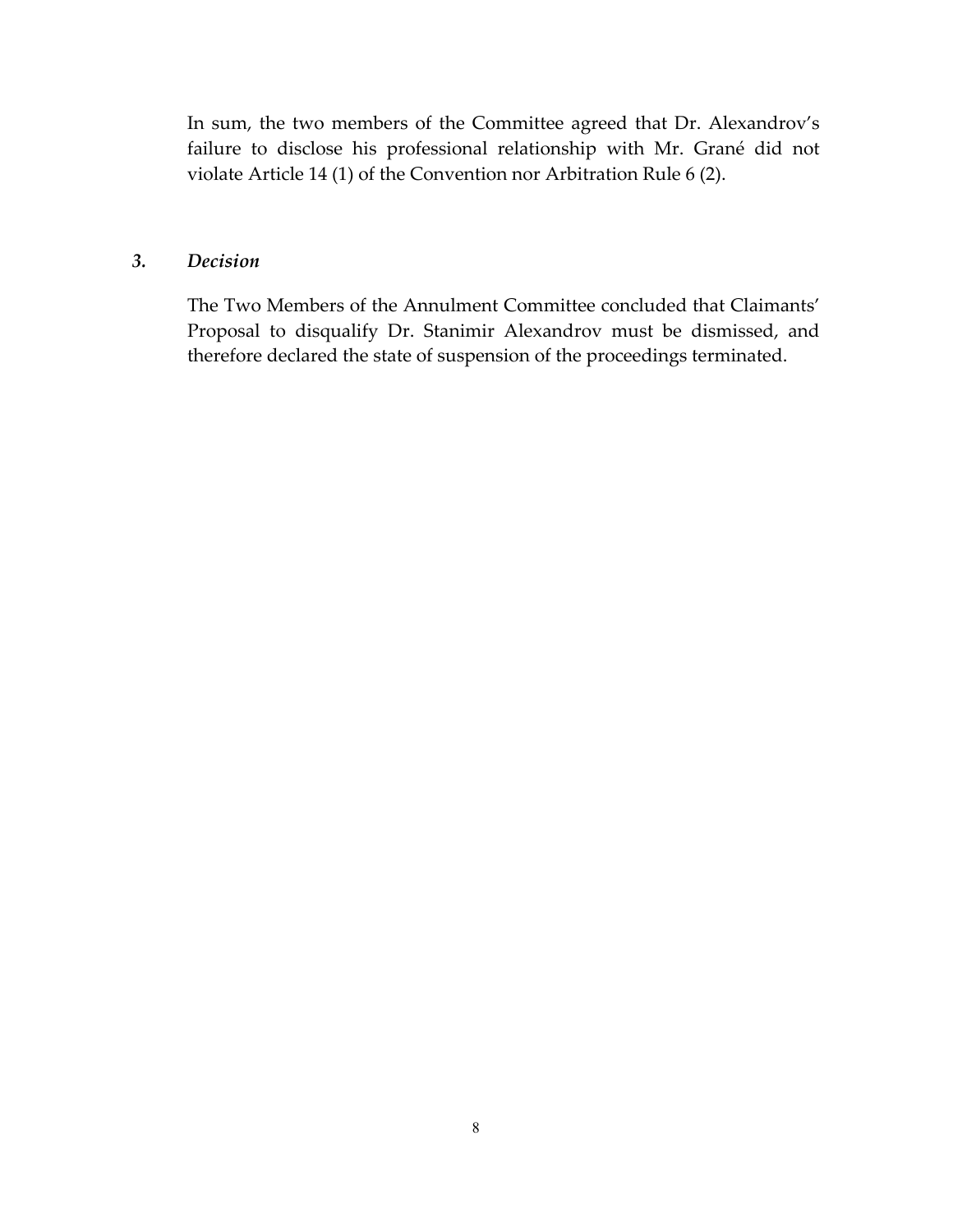In sum, the two members of the Committee agreed that Dr. Alexandrov's failure to disclose his professional relationship with Mr. Grané did not violate Article 14 (1) of the Convention nor Arbitration Rule 6 (2).

### *3. Decision*

The Two Members of the Annulment Committee concluded that Claimants' Proposal to disqualify Dr. Stanimir Alexandrov must be dismissed, and therefore declared the state of suspension of the proceedings terminated.